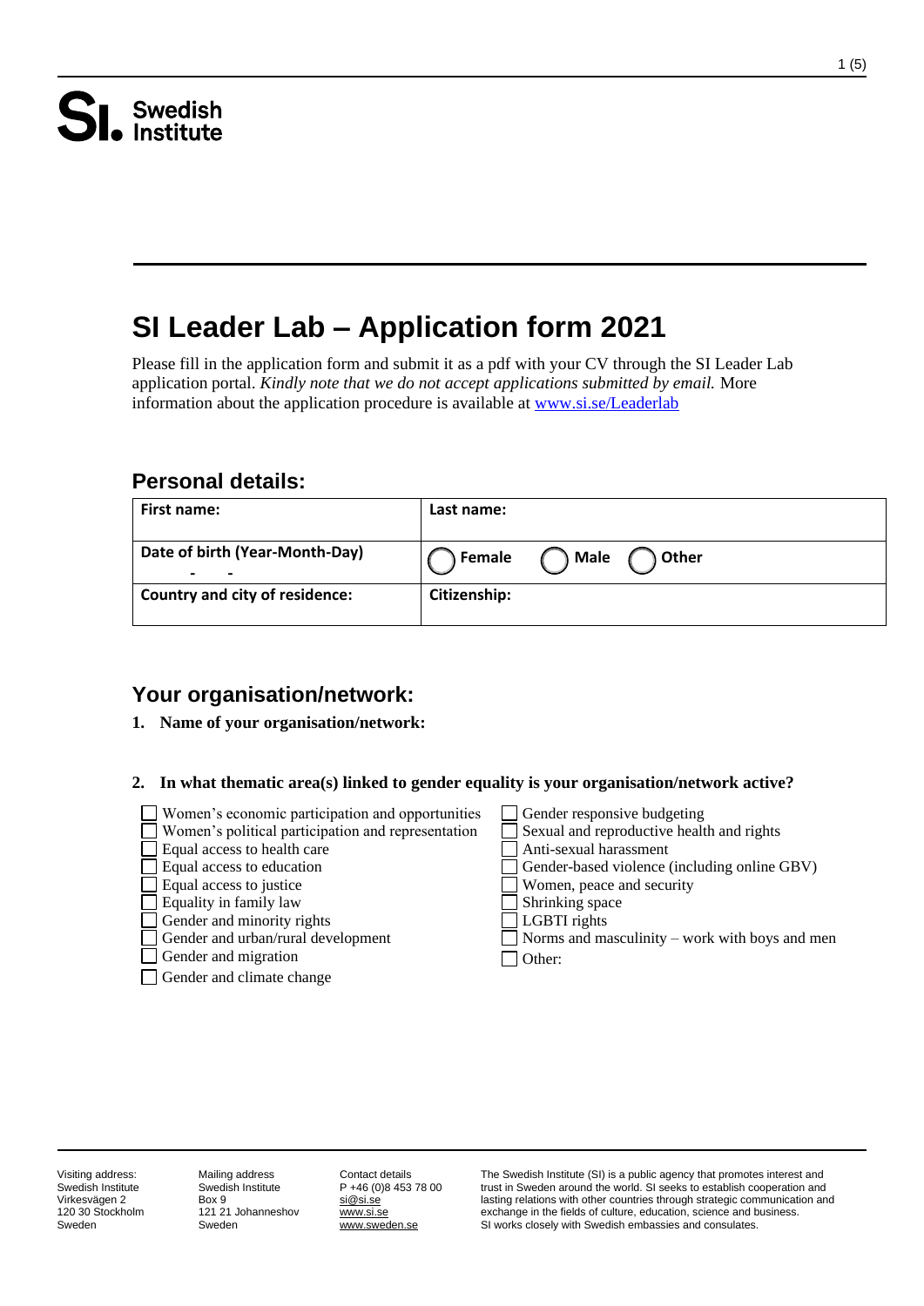**SI. Swedish Institute**

# SI Leader Lab – Application form 2021

Please fill in the application form and submit it as a pdf with your CV through the SI Leader Lab application portal. *Kindly note that we do not accept applications submitted by email.* More information about the application procedure is available at [www.si.se/Leaderlab](http://www.si.se/Leaderlab)

## Personal details:

| **First name:** | **Last name:** |
|---|---|
| **Date of birth (Year-Month-Day)** <br> - - | ◯ **Female** ◯ **Male** ◯ **Other** |
| **Country and city of residence:** | **Citizenship:** |

## Your organisation/network:

1. **Name of your organisation/network:**

2. **In what thematic area(s) linked to gender equality is your organisation/network active?**

- ☐ Women's economic participation and opportunities
- ☐ Women's political participation and representation
- ☐ Equal access to health care
- ☐ Equal access to education
- ☐ Equal access to justice
- ☐ Equality in family law
- ☐ Gender and minority rights
- ☐ Gender and urban/rural development
- ☐ Gender and migration
- ☐ Gender and climate change
- ☐ Gender responsive budgeting
- ☐ Sexual and reproductive health and rights
- ☐ Anti-sexual harassment
- ☐ Gender-based violence (including online GBV)
- ☐ Women, peace and security
- ☐ Shrinking space
- ☐ LGBTI rights
- ☐ Norms and masculinity – work with boys and men
- ☐ Other:

Visiting address: Swedish Institute, Virkesvägen 2, 120 30 Stockholm, Sweden

Mailing address: Swedish Institute, Box 9, 121 21 Johanneshov, Sweden

Contact details: P +46 (0)8 453 78 00, si@si.se, www.si.se, www.sweden.se

The Swedish Institute (SI) is a public agency that promotes interest and trust in Sweden around the world. SI seeks to establish cooperation and lasting relations with other countries through strategic communication and exchange in the fields of culture, education, science and business. SI works closely with Swedish embassies and consulates.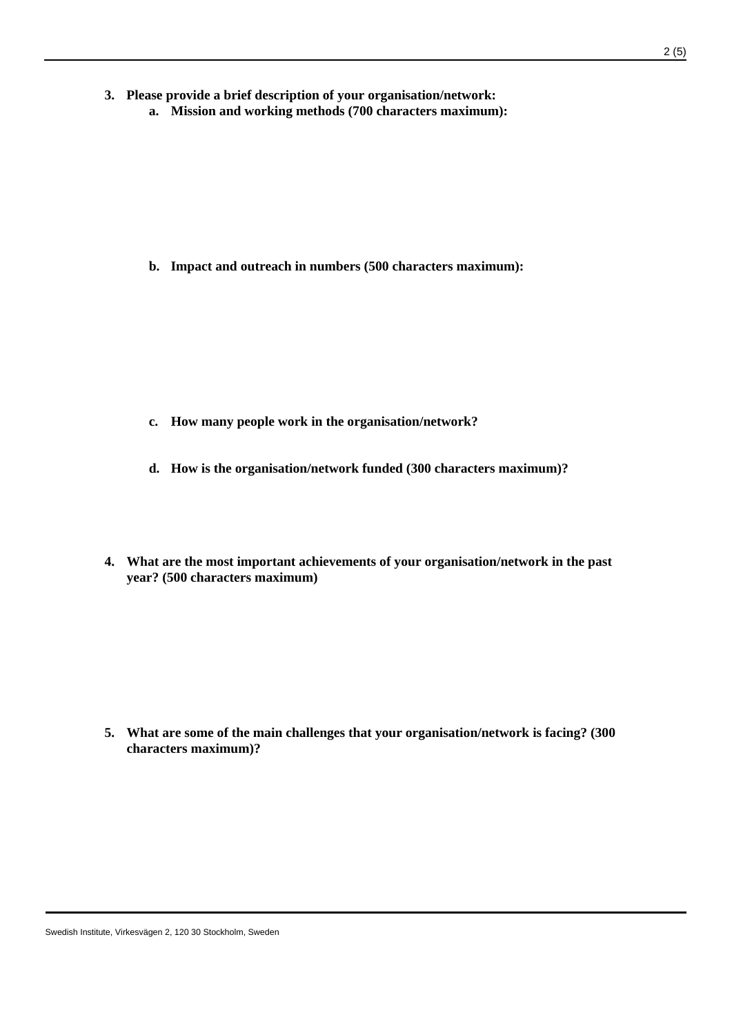3. **Please provide a brief description of your organisation/network:**
   a. **Mission and working methods (700 characters maximum):**

   b. **Impact and outreach in numbers (500 characters maximum):**

   c. **How many people work in the organisation/network?**

   d. **How is the organisation/network funded (300 characters maximum)?**

4. **What are the most important achievements of your organisation/network in the past year? (500 characters maximum)**

5. **What are some of the main challenges that your organisation/network is facing? (300 characters maximum)?**

Swedish Institute, Virkesvägen 2, 120 30 Stockholm, Sweden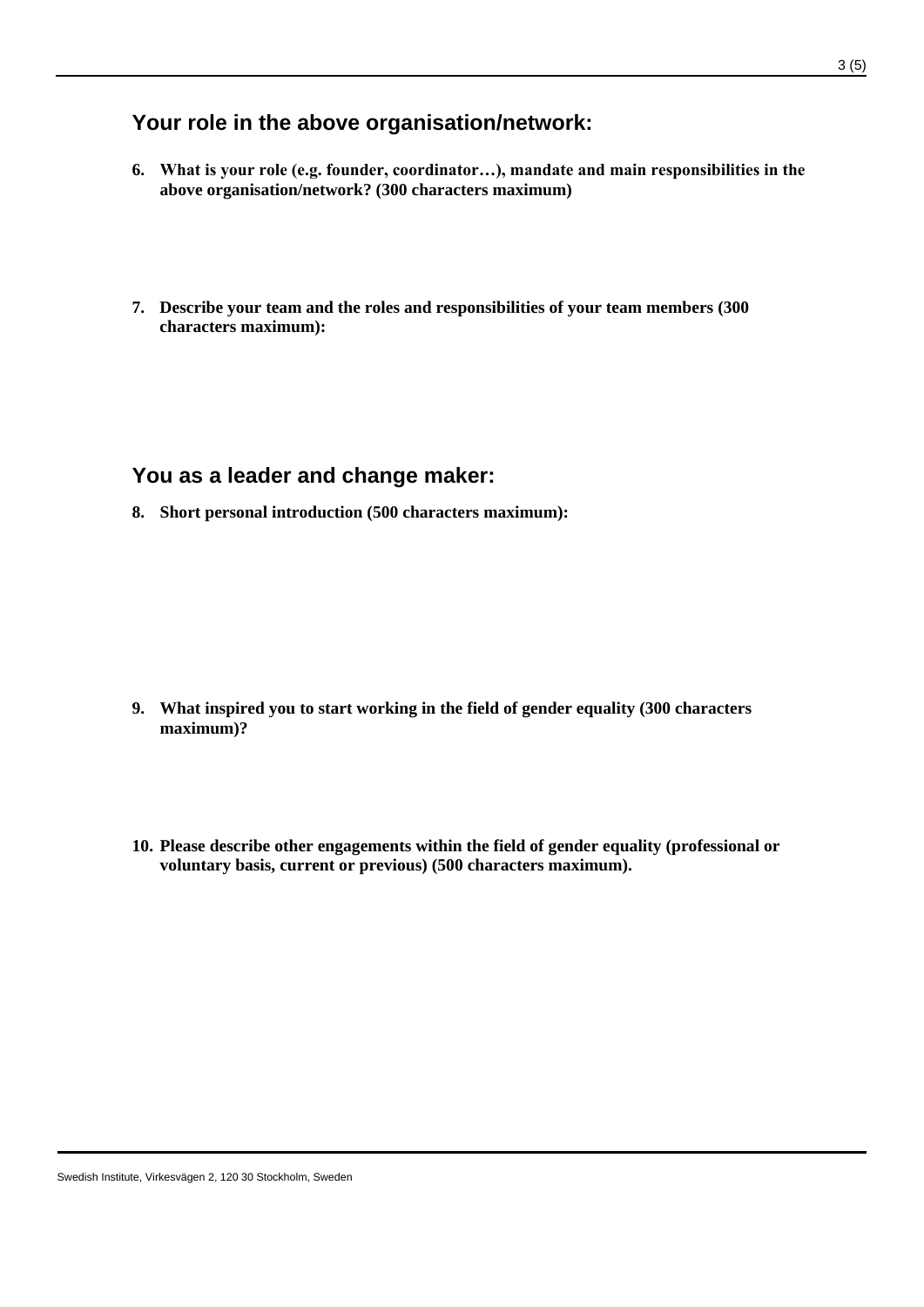## Your role in the above organisation/network:

6. **What is your role (e.g. founder, coordinator…), mandate and main responsibilities in the above organisation/network? (300 characters maximum)**

7. **Describe your team and the roles and responsibilities of your team members (300 characters maximum):**

## You as a leader and change maker:

8. **Short personal introduction (500 characters maximum):**

9. **What inspired you to start working in the field of gender equality (300 characters maximum)?**

10. **Please describe other engagements within the field of gender equality (professional or voluntary basis, current or previous) (500 characters maximum).**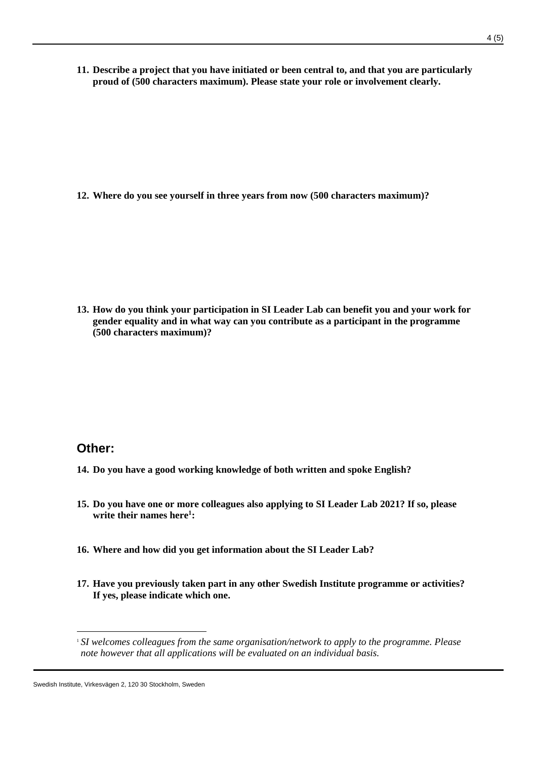11. **Describe a project that you have initiated or been central to, and that you are particularly proud of (500 characters maximum). Please state your role or involvement clearly.**

12. **Where do you see yourself in three years from now (500 characters maximum)?**

13. **How do you think your participation in SI Leader Lab can benefit you and your work for gender equality and in what way can you contribute as a participant in the programme (500 characters maximum)?**

## Other:

14. **Do you have a good working knowledge of both written and spoke English?**

15. **Do you have one or more colleagues also applying to SI Leader Lab 2021? If so, please write their names here[1]:**

16. **Where and how did you get information about the SI Leader Lab?**

17. **Have you previously taken part in any other Swedish Institute programme or activities? If yes, please indicate which one.**

---

[1] *SI welcomes colleagues from the same organisation/network to apply to the programme. Please note however that all applications will be evaluated on an individual basis.*

Swedish Institute, Virkesvägen 2, 120 30 Stockholm, Sweden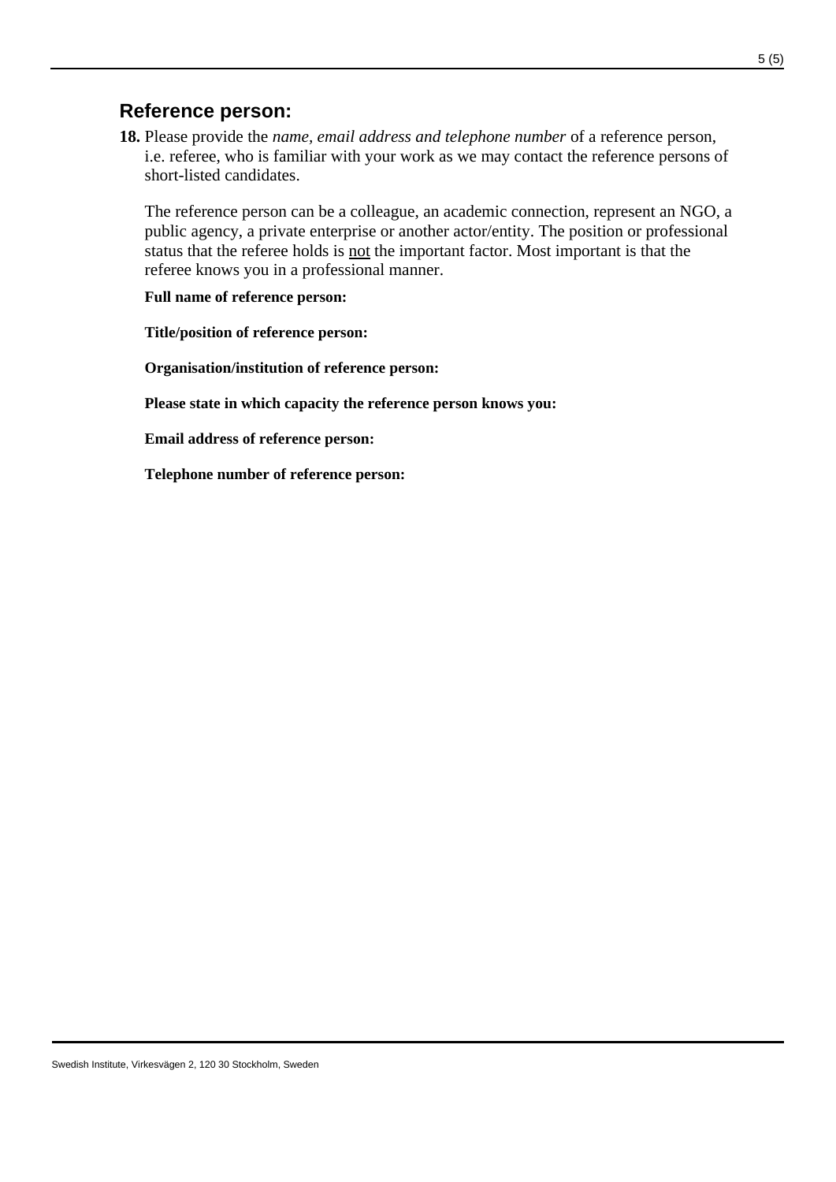## Reference person:

**18.** Please provide the *name, email address and telephone number* of a reference person, i.e. referee, who is familiar with your work as we may contact the reference persons of short-listed candidates.

The reference person can be a colleague, an academic connection, represent an NGO, a public agency, a private enterprise or another actor/entity. The position or professional status that the referee holds is <u>not</u> the important factor. Most important is that the referee knows you in a professional manner.

**Full name of reference person:**

**Title/position of reference person:**

**Organisation/institution of reference person:**

**Please state in which capacity the reference person knows you:**

**Email address of reference person:**

**Telephone number of reference person:**